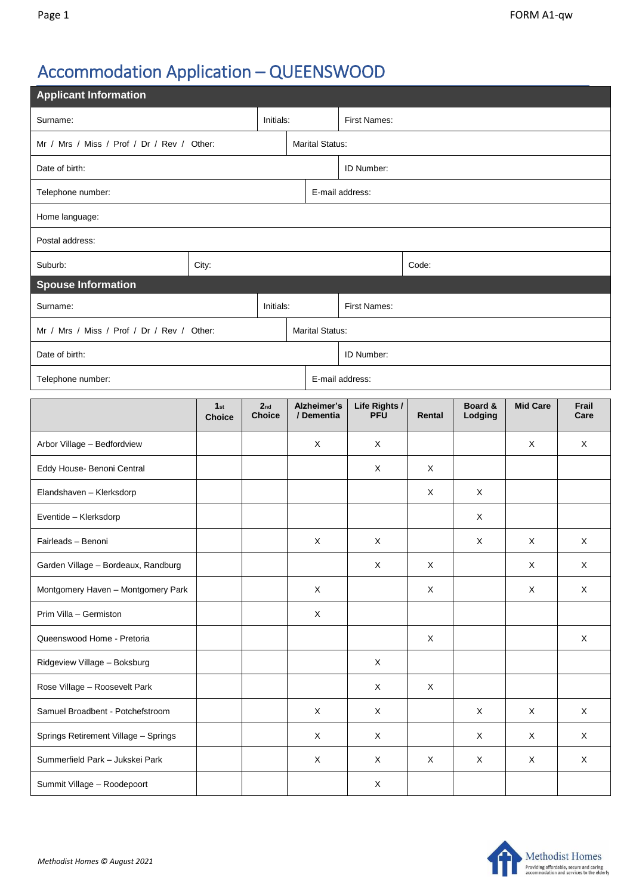# Accommodation Application – QUEENSWOOD

## Applicant Information

| | | |
|---|---|---|
| Surname: | Initials: | First Names: |
| Mr / Mrs / Miss / Prof / Dr / Rev / Other: | Marital Status: | |
| Date of birth: | ID Number: | |
| Telephone number: | E-mail address: | |
| Home language: | | |
| Postal address: | | |
| Suburb: | City: | Code: |

## Spouse Information

| | | |
|---|---|---|
| Surname: | Initials: | First Names: |
| Mr / Mrs / Miss / Prof / Dr / Rev / Other: | Marital Status: | |
| Date of birth: | ID Number: | |
| Telephone number: | E-mail address: | |

| | 1st Choice | 2nd Choice | Alzheimer's / Dementia | Life Rights / PFU | Rental | Board & Lodging | Mid Care | Frail Care |
|---|---|---|---|---|---|---|---|---|
| Arbor Village – Bedfordview | | | X | X | | | X | X |
| Eddy House- Benoni Central | | | | X | X | | | |
| Elandshaven – Klerksdorp | | | | | X | X | | |
| Eventide – Klerksdorp | | | | | | X | | |
| Fairleads – Benoni | | | X | X | | X | X | X |
| Garden Village – Bordeaux, Randburg | | | | X | X | | X | X |
| Montgomery Haven – Montgomery Park | | | X | | X | | X | X |
| Prim Villa – Germiston | | | X | | | | | |
| Queenswood Home - Pretoria | | | | | X | | | X |
| Ridgeview Village – Boksburg | | | | X | | | | |
| Rose Village – Roosevelt Park | | | | X | X | | | |
| Samuel Broadbent - Potchefstroom | | | X | X | | X | X | X |
| Springs Retirement Village – Springs | | | X | X | | X | X | X |
| Summerfield Park – Jukskei Park | | | X | X | X | X | X | X |
| Summit Village – Roodepoort | | | | X | | | | |

*Methodist Homes © August 2021*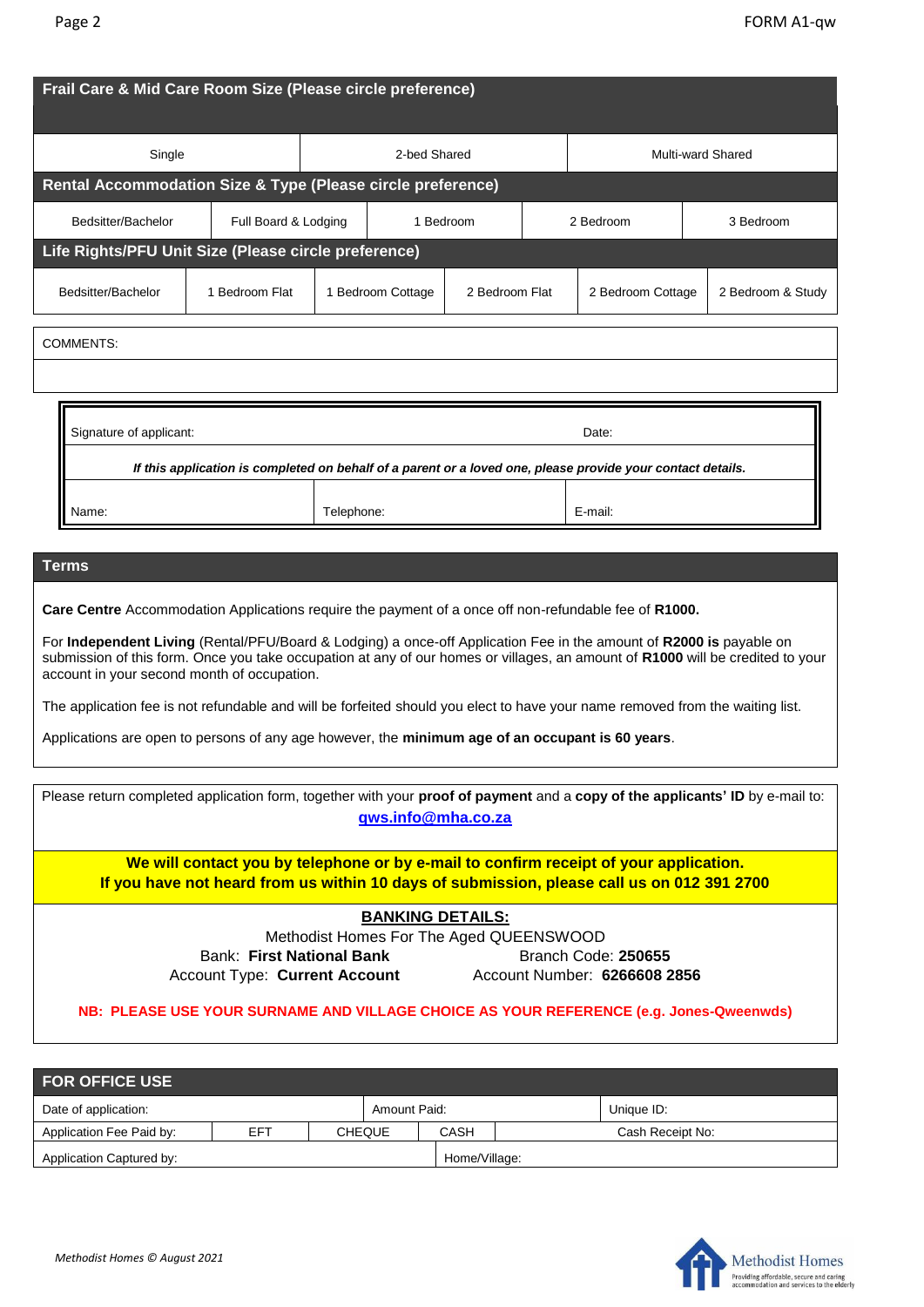## Frail Care & Mid Care Room Size (Please circle preference)

| Single | 2-bed Shared | Multi-ward Shared |
|---|---|---|

## Rental Accommodation Size & Type (Please circle preference)

| Bedsitter/Bachelor | Full Board & Lodging | 1 Bedroom | 2 Bedroom | 3 Bedroom |
|---|---|---|---|---|

## Life Rights/PFU Unit Size (Please circle preference)

| Bedsitter/Bachelor | 1 Bedroom Flat | 1 Bedroom Cottage | 2 Bedroom Flat | 2 Bedroom Cottage | 2 Bedroom & Study |
|---|---|---|---|---|---|

COMMENTS:

| Signature of applicant: | | Date: |
|---|---|---|
| ***If this application is completed on behalf of a parent or a loved one, please provide your contact details.*** | | |
| Name: | Telephone: | E-mail: |

## Terms

**Care Centre** Accommodation Applications require the payment of a once off non-refundable fee of **R1000.**

For **Independent Living** (Rental/PFU/Board & Lodging) a once-off Application Fee in the amount of **R2000 is** payable on submission of this form. Once you take occupation at any of our homes or villages, an amount of **R1000** will be credited to your account in your second month of occupation.

The application fee is not refundable and will be forfeited should you elect to have your name removed from the waiting list.

Applications are open to persons of any age however, the **minimum age of an occupant is 60 years**.

Please return completed application form, together with your **proof of payment** and a **copy of the applicants' ID** by e-mail to: **qws.info@mha.co.za**

**We will contact you by telephone or by e-mail to confirm receipt of your application.**
**If you have not heard from us within 10 days of submission, please call us on 012 391 2700**

**BANKING DETAILS:**

Methodist Homes For The Aged QUEENSWOOD

Bank: **First National Bank** Branch Code: **250655**

Account Type: **Current Account** Account Number: **6266608 2856**

**NB: PLEASE USE YOUR SURNAME AND VILLAGE CHOICE AS YOUR REFERENCE (e.g. Jones-Qweenwds)**

## FOR OFFICE USE

| Date of application: | | | Amount Paid: | | Unique ID: |
|---|---|---|---|---|---|
| Application Fee Paid by: | EFT | CHEQUE | CASH | | Cash Receipt No: |
| Application Captured by: | | | Home/Village: | | |

*Methodist Homes © August 2021*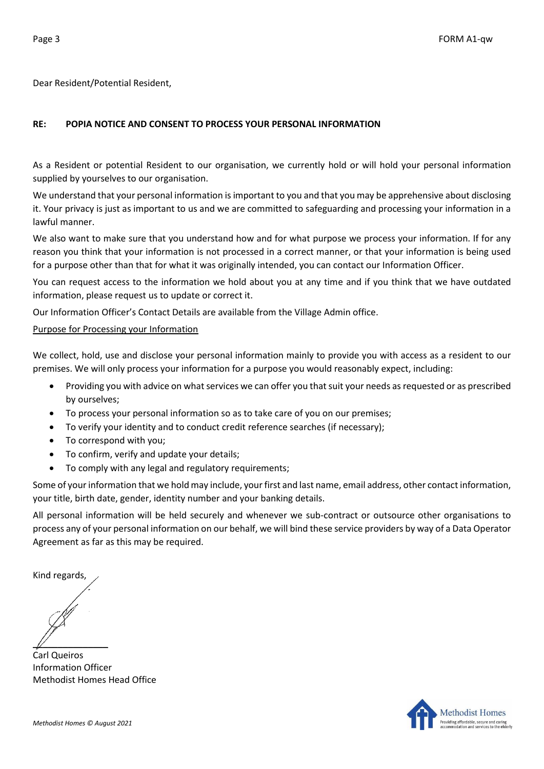Dear Resident/Potential Resident,

**RE: POPIA NOTICE AND CONSENT TO PROCESS YOUR PERSONAL INFORMATION**

As a Resident or potential Resident to our organisation, we currently hold or will hold your personal information supplied by yourselves to our organisation.

We understand that your personal information is important to you and that you may be apprehensive about disclosing it. Your privacy is just as important to us and we are committed to safeguarding and processing your information in a lawful manner.

We also want to make sure that you understand how and for what purpose we process your information. If for any reason you think that your information is not processed in a correct manner, or that your information is being used for a purpose other than that for what it was originally intended, you can contact our Information Officer.

You can request access to the information we hold about you at any time and if you think that we have outdated information, please request us to update or correct it.

Our Information Officer's Contact Details are available from the Village Admin office.

<u>Purpose for Processing your Information</u>

We collect, hold, use and disclose your personal information mainly to provide you with access as a resident to our premises. We will only process your information for a purpose you would reasonably expect, including:

- Providing you with advice on what services we can offer you that suit your needs as requested or as prescribed by ourselves;
- To process your personal information so as to take care of you on our premises;
- To verify your identity and to conduct credit reference searches (if necessary);
- To correspond with you;
- To confirm, verify and update your details;
- To comply with any legal and regulatory requirements;

Some of your information that we hold may include, your first and last name, email address, other contact information, your title, birth date, gender, identity number and your banking details.

All personal information will be held securely and whenever we sub-contract or outsource other organisations to process any of your personal information on our behalf, we will bind these service providers by way of a Data Operator Agreement as far as this may be required.

Kind regards,

Carl Queiros
Information Officer
Methodist Homes Head Office

*Methodist Homes © August 2021*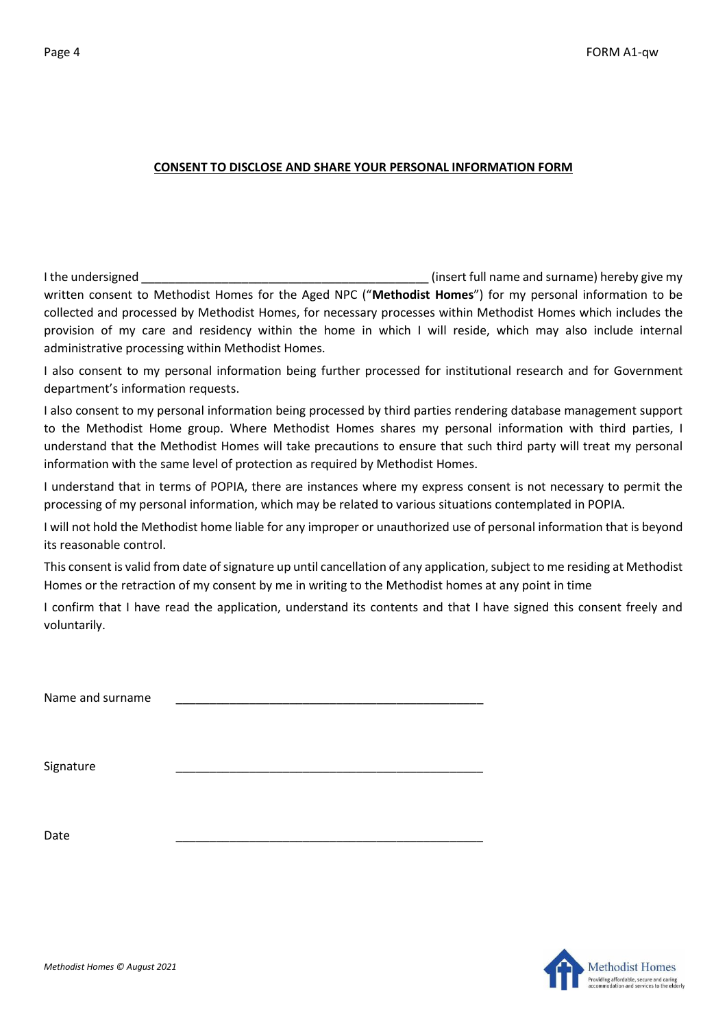**CONSENT TO DISCLOSE AND SHARE YOUR PERSONAL INFORMATION FORM**

I the undersigned ____________________________________________ (insert full name and surname) hereby give my written consent to Methodist Homes for the Aged NPC ("**Methodist Homes**") for my personal information to be collected and processed by Methodist Homes, for necessary processes within Methodist Homes which includes the provision of my care and residency within the home in which I will reside, which may also include internal administrative processing within Methodist Homes.

I also consent to my personal information being further processed for institutional research and for Government department's information requests.

I also consent to my personal information being processed by third parties rendering database management support to the Methodist Home group. Where Methodist Homes shares my personal information with third parties, I understand that the Methodist Homes will take precautions to ensure that such third party will treat my personal information with the same level of protection as required by Methodist Homes.

I understand that in terms of POPIA, there are instances where my express consent is not necessary to permit the processing of my personal information, which may be related to various situations contemplated in POPIA.

I will not hold the Methodist home liable for any improper or unauthorized use of personal information that is beyond its reasonable control.

This consent is valid from date of signature up until cancellation of any application, subject to me residing at Methodist Homes or the retraction of my consent by me in writing to the Methodist homes at any point in time

I confirm that I have read the application, understand its contents and that I have signed this consent freely and voluntarily.

Name and surname ________________________________________________

Signature ________________________________________________

Date ________________________________________________

*Methodist Homes © August 2021*

Methodist Homes
Providing affordable, secure and caring accommodation and services to the elderly